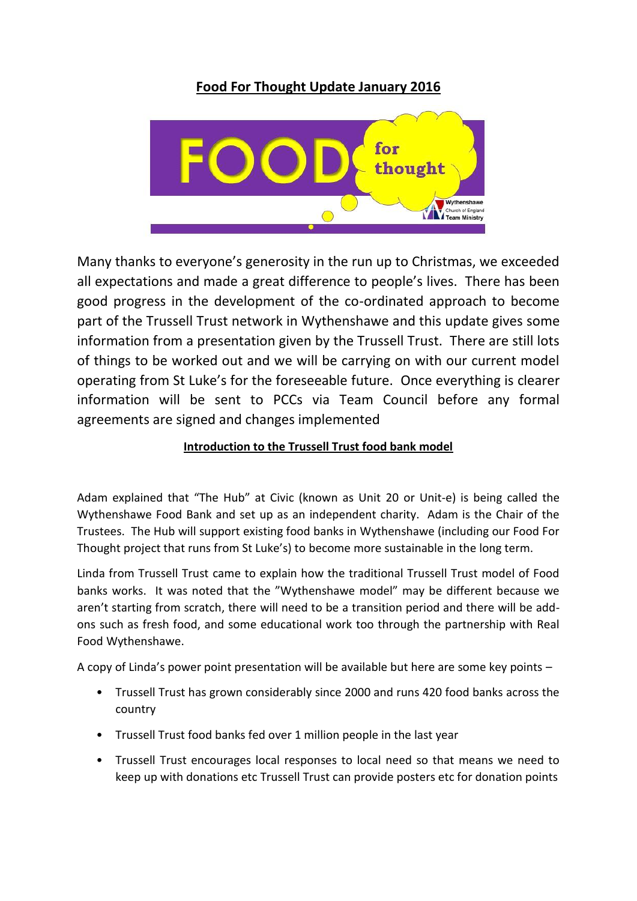# Food For Thought Update January 2016

Many thanks to everyone's generosity in the run up to Christmas, we exceeded all expectations and made a great difference to people's lives. There has been good progress in the development of the co-ordinated approach to become part of the Trussell Trust network in Wythenshawe and this update gives some information from a presentation given by the Trussell Trust. There are still lots of things to be worked out and we will be carrying on with our current model operating from St Luke's for the foreseeable future. Once everything is clearer information will be sent to PCCs via Team Council before any formal agreements are signed and changes implemented

## Introduction to the Trussell Trust food bank model

Adam explained that "The Hub" at Civic (known as Unit 20 or Unit-e) is being called the Wythenshawe Food Bank and set up as an independent charity. Adam is the Chair of the Trustees. The Hub will support existing food banks in Wythenshawe (including our Food For Thought project that runs from St Luke's) to become more sustainable in the long term.

Linda from Trussell Trust came to explain how the traditional Trussell Trust model of Food banks works. It was noted that the "Wythenshawe model" may be different because we aren't starting from scratch, there will need to be a transition period and there will be add-ons such as fresh food, and some educational work too through the partnership with Real Food Wythenshawe.

A copy of Linda's power point presentation will be available but here are some key points –

- Trussell Trust has grown considerably since 2000 and runs 420 food banks across the country
- Trussell Trust food banks fed over 1 million people in the last year
- Trussell Trust encourages local responses to local need so that means we need to keep up with donations etc Trussell Trust can provide posters etc for donation points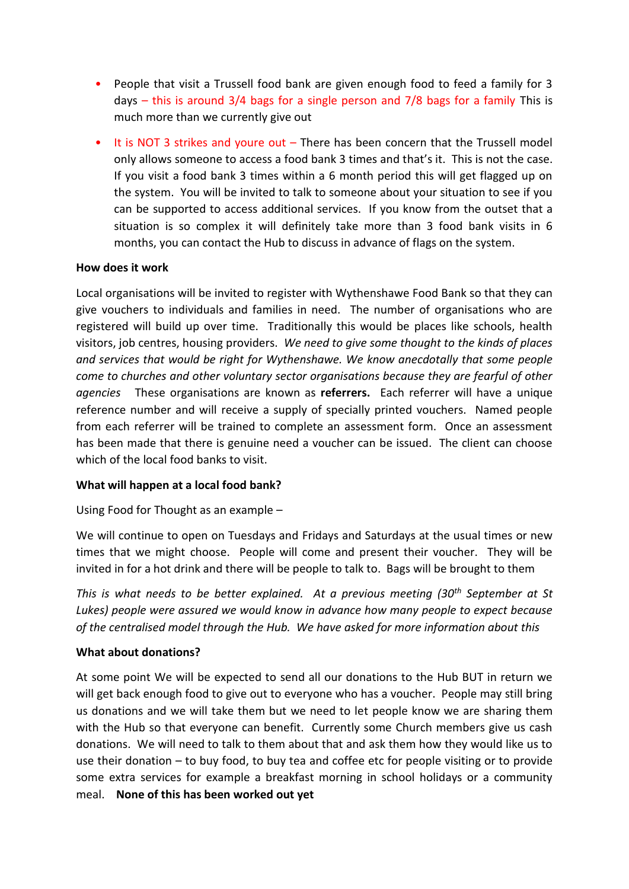- People that visit a Trussell food bank are given enough food to feed a family for 3 days – this is around 3/4 bags for a single person and 7/8 bags for a family This is much more than we currently give out
- It is NOT 3 strikes and youre out – There has been concern that the Trussell model only allows someone to access a food bank 3 times and that's it. This is not the case. If you visit a food bank 3 times within a 6 month period this will get flagged up on the system. You will be invited to talk to someone about your situation to see if you can be supported to access additional services. If you know from the outset that a situation is so complex it will definitely take more than 3 food bank visits in 6 months, you can contact the Hub to discuss in advance of flags on the system.

**How does it work**

Local organisations will be invited to register with Wythenshawe Food Bank so that they can give vouchers to individuals and families in need. The number of organisations who are registered will build up over time. Traditionally this would be places like schools, health visitors, job centres, housing providers. *We need to give some thought to the kinds of places and services that would be right for Wythenshawe. We know anecdotally that some people come to churches and other voluntary sector organisations because they are fearful of other agencies* These organisations are known as **referrers.** Each referrer will have a unique reference number and will receive a supply of specially printed vouchers. Named people from each referrer will be trained to complete an assessment form. Once an assessment has been made that there is genuine need a voucher can be issued. The client can choose which of the local food banks to visit.

**What will happen at a local food bank?**

Using Food for Thought as an example –

We will continue to open on Tuesdays and Fridays and Saturdays at the usual times or new times that we might choose. People will come and present their voucher. They will be invited in for a hot drink and there will be people to talk to. Bags will be brought to them

*This is what needs to be better explained. At a previous meeting (30th September at St Lukes) people were assured we would know in advance how many people to expect because of the centralised model through the Hub. We have asked for more information about this*

**What about donations?**

At some point We will be expected to send all our donations to the Hub BUT in return we will get back enough food to give out to everyone who has a voucher. People may still bring us donations and we will take them but we need to let people know we are sharing them with the Hub so that everyone can benefit. Currently some Church members give us cash donations. We will need to talk to them about that and ask them how they would like us to use their donation – to buy food, to buy tea and coffee etc for people visiting or to provide some extra services for example a breakfast morning in school holidays or a community meal. **None of this has been worked out yet**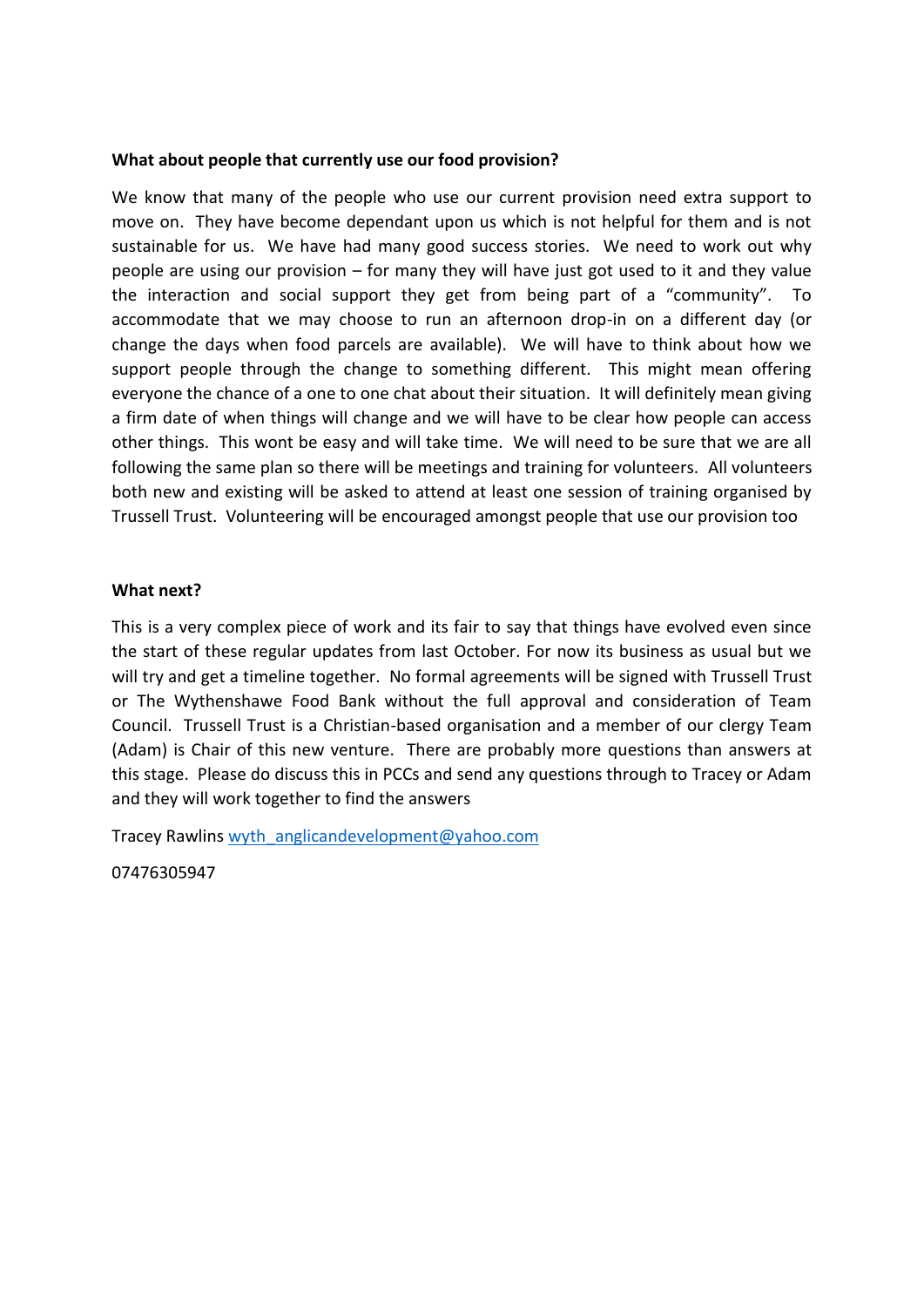**What about people that currently use our food provision?**

We know that many of the people who use our current provision need extra support to move on. They have become dependant upon us which is not helpful for them and is not sustainable for us. We have had many good success stories. We need to work out why people are using our provision – for many they will have just got used to it and they value the interaction and social support they get from being part of a "community". To accommodate that we may choose to run an afternoon drop-in on a different day (or change the days when food parcels are available). We will have to think about how we support people through the change to something different. This might mean offering everyone the chance of a one to one chat about their situation. It will definitely mean giving a firm date of when things will change and we will have to be clear how people can access other things. This wont be easy and will take time. We will need to be sure that we are all following the same plan so there will be meetings and training for volunteers. All volunteers both new and existing will be asked to attend at least one session of training organised by Trussell Trust. Volunteering will be encouraged amongst people that use our provision too

**What next?**

This is a very complex piece of work and its fair to say that things have evolved even since the start of these regular updates from last October. For now its business as usual but we will try and get a timeline together. No formal agreements will be signed with Trussell Trust or The Wythenshawe Food Bank without the full approval and consideration of Team Council. Trussell Trust is a Christian-based organisation and a member of our clergy Team (Adam) is Chair of this new venture. There are probably more questions than answers at this stage. Please do discuss this in PCCs and send any questions through to Tracey or Adam and they will work together to find the answers

Tracey Rawlins wyth_anglicandevelopment@yahoo.com

07476305947